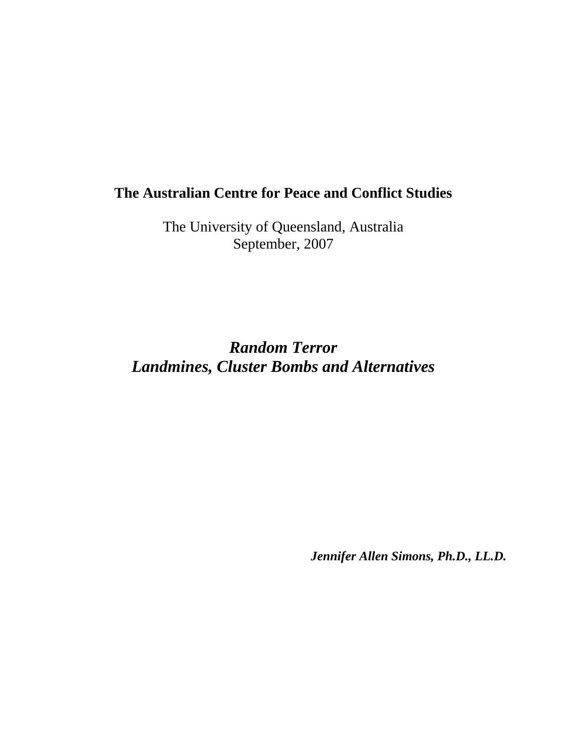**The Australian Centre for Peace and Conflict Studies**

The University of Queensland, Australia
September, 2007

# *Random Terror*
# *Landmines, Cluster Bombs and Alternatives*

***Jennifer Allen Simons, Ph.D., LL.D.***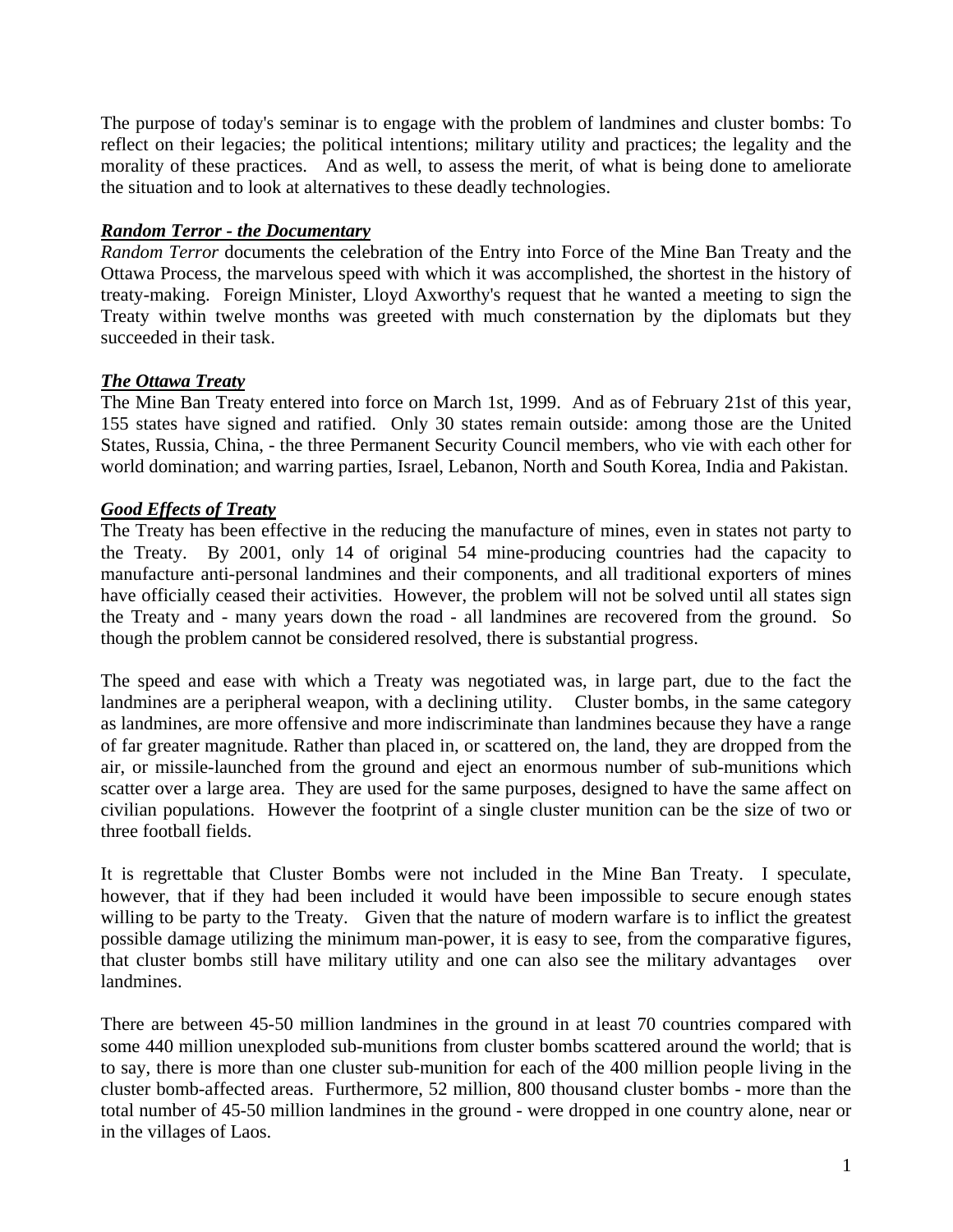The purpose of today's seminar is to engage with the problem of landmines and cluster bombs: To reflect on their legacies; the political intentions; military utility and practices; the legality and the morality of these practices. And as well, to assess the merit, of what is being done to ameliorate the situation and to look at alternatives to these deadly technologies.

***Random Terror - the Documentary***

*Random Terror* documents the celebration of the Entry into Force of the Mine Ban Treaty and the Ottawa Process, the marvelous speed with which it was accomplished, the shortest in the history of treaty-making. Foreign Minister, Lloyd Axworthy's request that he wanted a meeting to sign the Treaty within twelve months was greeted with much consternation by the diplomats but they succeeded in their task.

***The Ottawa Treaty***

The Mine Ban Treaty entered into force on March 1st, 1999. And as of February 21st of this year, 155 states have signed and ratified. Only 30 states remain outside: among those are the United States, Russia, China, - the three Permanent Security Council members, who vie with each other for world domination; and warring parties, Israel, Lebanon, North and South Korea, India and Pakistan.

***Good Effects of Treaty***

The Treaty has been effective in the reducing the manufacture of mines, even in states not party to the Treaty. By 2001, only 14 of original 54 mine-producing countries had the capacity to manufacture anti-personal landmines and their components, and all traditional exporters of mines have officially ceased their activities. However, the problem will not be solved until all states sign the Treaty and - many years down the road - all landmines are recovered from the ground. So though the problem cannot be considered resolved, there is substantial progress.

The speed and ease with which a Treaty was negotiated was, in large part, due to the fact the landmines are a peripheral weapon, with a declining utility. Cluster bombs, in the same category as landmines, are more offensive and more indiscriminate than landmines because they have a range of far greater magnitude. Rather than placed in, or scattered on, the land, they are dropped from the air, or missile-launched from the ground and eject an enormous number of sub-munitions which scatter over a large area. They are used for the same purposes, designed to have the same affect on civilian populations. However the footprint of a single cluster munition can be the size of two or three football fields.

It is regrettable that Cluster Bombs were not included in the Mine Ban Treaty. I speculate, however, that if they had been included it would have been impossible to secure enough states willing to be party to the Treaty. Given that the nature of modern warfare is to inflict the greatest possible damage utilizing the minimum man-power, it is easy to see, from the comparative figures, that cluster bombs still have military utility and one can also see the military advantages over landmines.

There are between 45-50 million landmines in the ground in at least 70 countries compared with some 440 million unexploded sub-munitions from cluster bombs scattered around the world; that is to say, there is more than one cluster sub-munition for each of the 400 million people living in the cluster bomb-affected areas. Furthermore, 52 million, 800 thousand cluster bombs - more than the total number of 45-50 million landmines in the ground - were dropped in one country alone, near or in the villages of Laos.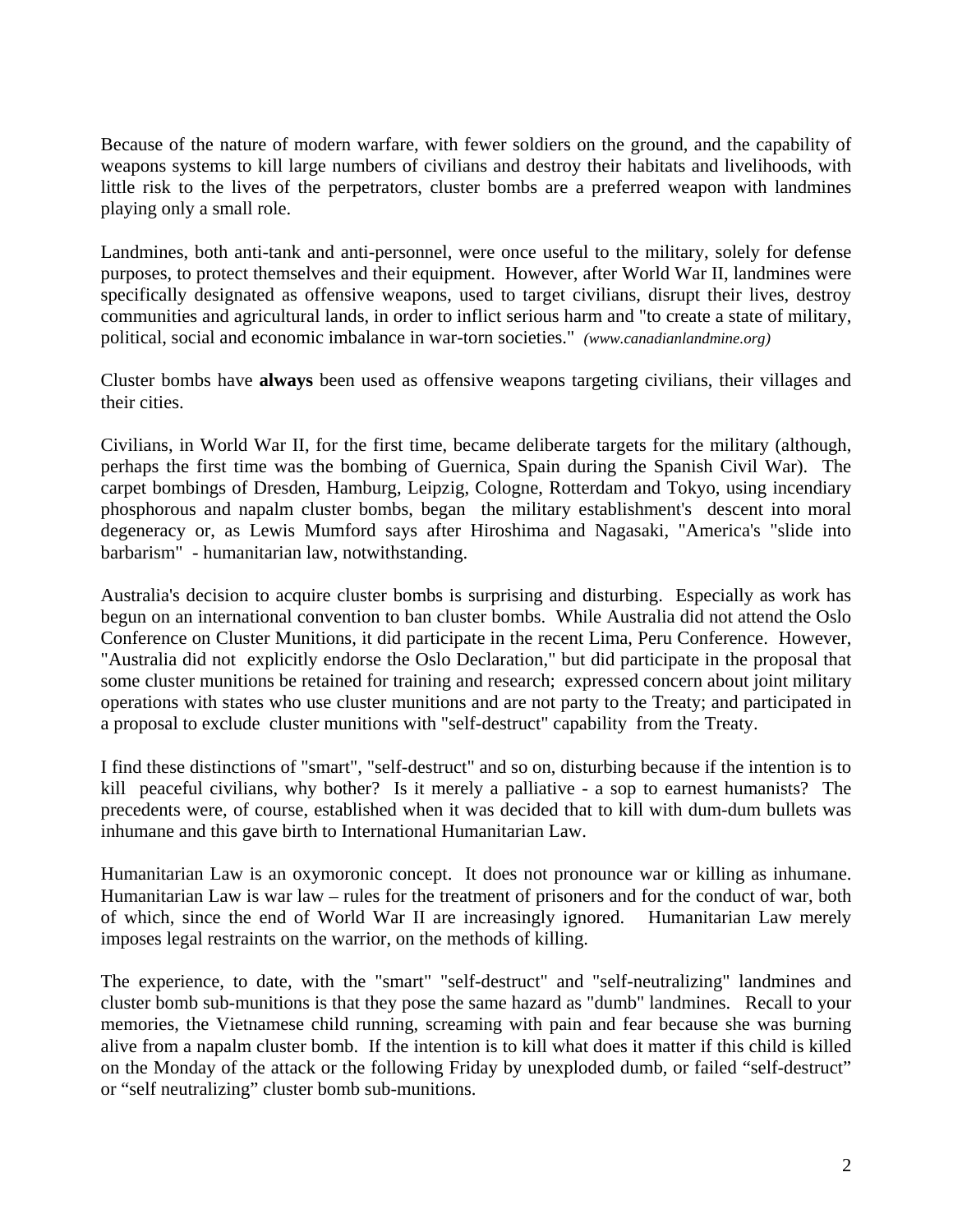Because of the nature of modern warfare, with fewer soldiers on the ground, and the capability of weapons systems to kill large numbers of civilians and destroy their habitats and livelihoods, with little risk to the lives of the perpetrators, cluster bombs are a preferred weapon with landmines playing only a small role.

Landmines, both anti-tank and anti-personnel, were once useful to the military, solely for defense purposes, to protect themselves and their equipment. However, after World War II, landmines were specifically designated as offensive weapons, used to target civilians, disrupt their lives, destroy communities and agricultural lands, in order to inflict serious harm and "to create a state of military, political, social and economic imbalance in war-torn societies." *(www.canadianlandmine.org)*

Cluster bombs have **always** been used as offensive weapons targeting civilians, their villages and their cities.

Civilians, in World War II, for the first time, became deliberate targets for the military (although, perhaps the first time was the bombing of Guernica, Spain during the Spanish Civil War). The carpet bombings of Dresden, Hamburg, Leipzig, Cologne, Rotterdam and Tokyo, using incendiary phosphorous and napalm cluster bombs, began the military establishment's descent into moral degeneracy or, as Lewis Mumford says after Hiroshima and Nagasaki, "America's "slide into barbarism" - humanitarian law, notwithstanding.

Australia's decision to acquire cluster bombs is surprising and disturbing. Especially as work has begun on an international convention to ban cluster bombs. While Australia did not attend the Oslo Conference on Cluster Munitions, it did participate in the recent Lima, Peru Conference. However, "Australia did not explicitly endorse the Oslo Declaration," but did participate in the proposal that some cluster munitions be retained for training and research; expressed concern about joint military operations with states who use cluster munitions and are not party to the Treaty; and participated in a proposal to exclude cluster munitions with "self-destruct" capability from the Treaty.

I find these distinctions of "smart", "self-destruct" and so on, disturbing because if the intention is to kill peaceful civilians, why bother? Is it merely a palliative - a sop to earnest humanists? The precedents were, of course, established when it was decided that to kill with dum-dum bullets was inhumane and this gave birth to International Humanitarian Law.

Humanitarian Law is an oxymoronic concept. It does not pronounce war or killing as inhumane. Humanitarian Law is war law – rules for the treatment of prisoners and for the conduct of war, both of which, since the end of World War II are increasingly ignored. Humanitarian Law merely imposes legal restraints on the warrior, on the methods of killing.

The experience, to date, with the "smart" "self-destruct" and "self-neutralizing" landmines and cluster bomb sub-munitions is that they pose the same hazard as "dumb" landmines. Recall to your memories, the Vietnamese child running, screaming with pain and fear because she was burning alive from a napalm cluster bomb. If the intention is to kill what does it matter if this child is killed on the Monday of the attack or the following Friday by unexploded dumb, or failed "self-destruct" or "self neutralizing" cluster bomb sub-munitions.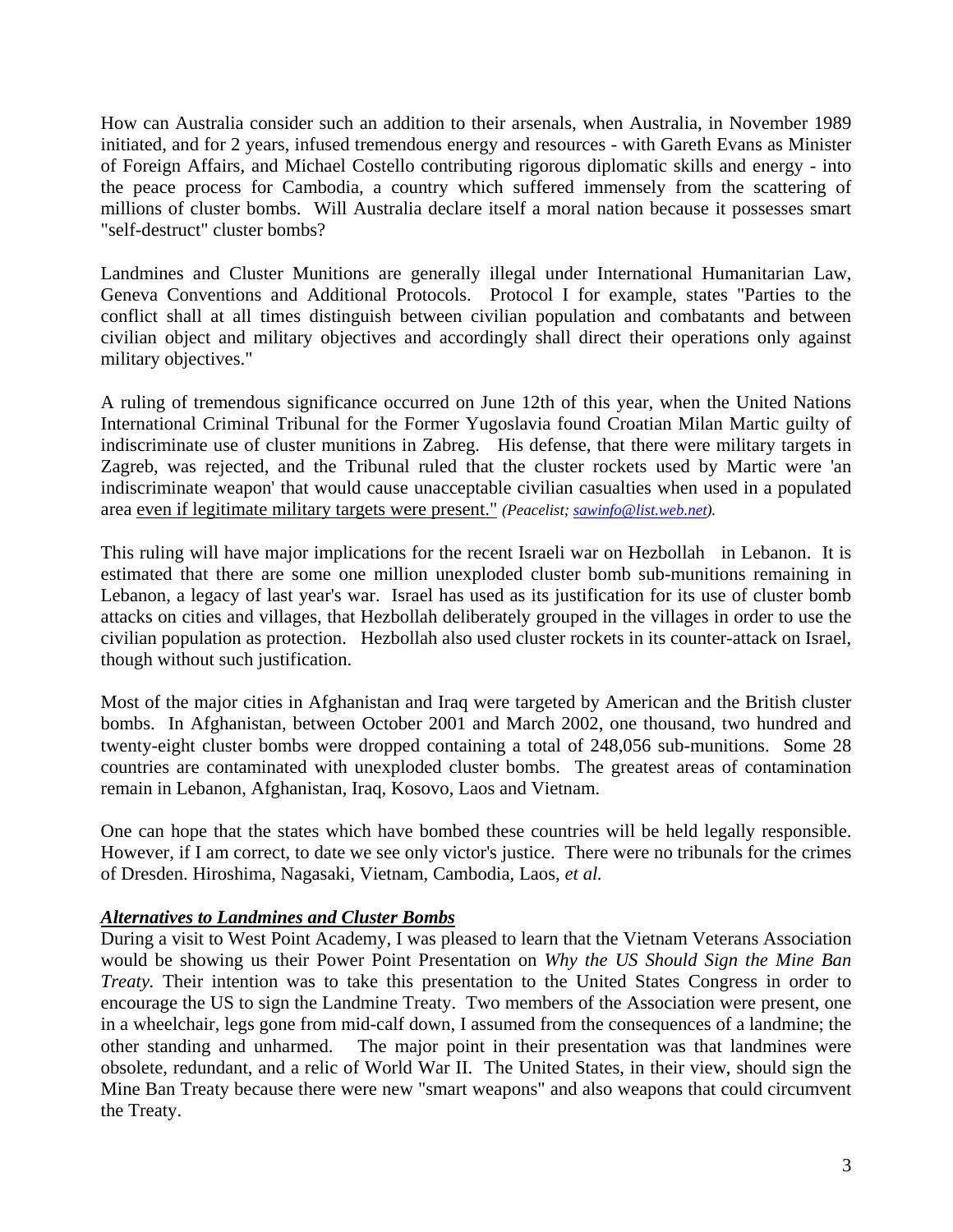How can Australia consider such an addition to their arsenals, when Australia, in November 1989 initiated, and for 2 years, infused tremendous energy and resources - with Gareth Evans as Minister of Foreign Affairs, and Michael Costello contributing rigorous diplomatic skills and energy - into the peace process for Cambodia, a country which suffered immensely from the scattering of millions of cluster bombs. Will Australia declare itself a moral nation because it possesses smart "self-destruct" cluster bombs?

Landmines and Cluster Munitions are generally illegal under International Humanitarian Law, Geneva Conventions and Additional Protocols. Protocol I for example, states "Parties to the conflict shall at all times distinguish between civilian population and combatants and between civilian object and military objectives and accordingly shall direct their operations only against military objectives."

A ruling of tremendous significance occurred on June 12th of this year, when the United Nations International Criminal Tribunal for the Former Yugoslavia found Croatian Milan Martic guilty of indiscriminate use of cluster munitions in Zabreg. His defense, that there were military targets in Zagreb, was rejected, and the Tribunal ruled that the cluster rockets used by Martic were 'an indiscriminate weapon' that would cause unacceptable civilian casualties when used in a populated area <u>even if legitimate military targets were present."</u> *(Peacelist; sawinfo@list.web.net).*

This ruling will have major implications for the recent Israeli war on Hezbollah in Lebanon. It is estimated that there are some one million unexploded cluster bomb sub-munitions remaining in Lebanon, a legacy of last year's war. Israel has used as its justification for its use of cluster bomb attacks on cities and villages, that Hezbollah deliberately grouped in the villages in order to use the civilian population as protection. Hezbollah also used cluster rockets in its counter-attack on Israel, though without such justification.

Most of the major cities in Afghanistan and Iraq were targeted by American and the British cluster bombs. In Afghanistan, between October 2001 and March 2002, one thousand, two hundred and twenty-eight cluster bombs were dropped containing a total of 248,056 sub-munitions. Some 28 countries are contaminated with unexploded cluster bombs. The greatest areas of contamination remain in Lebanon, Afghanistan, Iraq, Kosovo, Laos and Vietnam.

One can hope that the states which have bombed these countries will be held legally responsible. However, if I am correct, to date we see only victor's justice. There were no tribunals for the crimes of Dresden. Hiroshima, Nagasaki, Vietnam, Cambodia, Laos, *et al.*

### ***<u>Alternatives to Landmines and Cluster Bombs</u>***

During a visit to West Point Academy, I was pleased to learn that the Vietnam Veterans Association would be showing us their Power Point Presentation on *Why the US Should Sign the Mine Ban Treaty.* Their intention was to take this presentation to the United States Congress in order to encourage the US to sign the Landmine Treaty. Two members of the Association were present, one in a wheelchair, legs gone from mid-calf down, I assumed from the consequences of a landmine; the other standing and unharmed. The major point in their presentation was that landmines were obsolete, redundant, and a relic of World War II. The United States, in their view, should sign the Mine Ban Treaty because there were new "smart weapons" and also weapons that could circumvent the Treaty.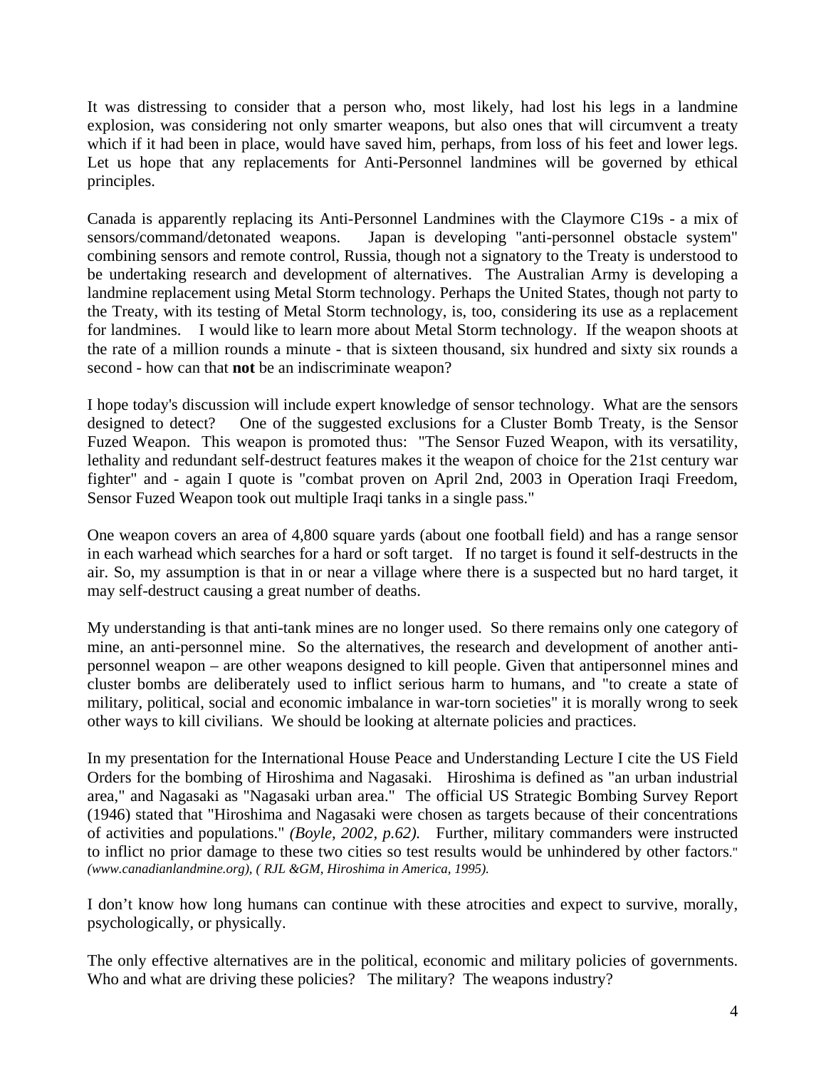It was distressing to consider that a person who, most likely, had lost his legs in a landmine explosion, was considering not only smarter weapons, but also ones that will circumvent a treaty which if it had been in place, would have saved him, perhaps, from loss of his feet and lower legs. Let us hope that any replacements for Anti-Personnel landmines will be governed by ethical principles.

Canada is apparently replacing its Anti-Personnel Landmines with the Claymore C19s - a mix of sensors/command/detonated weapons. Japan is developing "anti-personnel obstacle system" combining sensors and remote control, Russia, though not a signatory to the Treaty is understood to be undertaking research and development of alternatives. The Australian Army is developing a landmine replacement using Metal Storm technology. Perhaps the United States, though not party to the Treaty, with its testing of Metal Storm technology, is, too, considering its use as a replacement for landmines. I would like to learn more about Metal Storm technology. If the weapon shoots at the rate of a million rounds a minute - that is sixteen thousand, six hundred and sixty six rounds a second - how can that **not** be an indiscriminate weapon?

I hope today's discussion will include expert knowledge of sensor technology. What are the sensors designed to detect? One of the suggested exclusions for a Cluster Bomb Treaty, is the Sensor Fuzed Weapon. This weapon is promoted thus: "The Sensor Fuzed Weapon, with its versatility, lethality and redundant self-destruct features makes it the weapon of choice for the 21st century war fighter" and - again I quote is "combat proven on April 2nd, 2003 in Operation Iraqi Freedom, Sensor Fuzed Weapon took out multiple Iraqi tanks in a single pass."

One weapon covers an area of 4,800 square yards (about one football field) and has a range sensor in each warhead which searches for a hard or soft target. If no target is found it self-destructs in the air. So, my assumption is that in or near a village where there is a suspected but no hard target, it may self-destruct causing a great number of deaths.

My understanding is that anti-tank mines are no longer used. So there remains only one category of mine, an anti-personnel mine. So the alternatives, the research and development of another anti-personnel weapon – are other weapons designed to kill people. Given that antipersonnel mines and cluster bombs are deliberately used to inflict serious harm to humans, and "to create a state of military, political, social and economic imbalance in war-torn societies" it is morally wrong to seek other ways to kill civilians. We should be looking at alternate policies and practices.

In my presentation for the International House Peace and Understanding Lecture I cite the US Field Orders for the bombing of Hiroshima and Nagasaki. Hiroshima is defined as "an urban industrial area," and Nagasaki as "Nagasaki urban area." The official US Strategic Bombing Survey Report (1946) stated that "Hiroshima and Nagasaki were chosen as targets because of their concentrations of activities and populations." *(Boyle, 2002, p.62).* Further, military commanders were instructed to inflict no prior damage to these two cities so test results would be unhindered by other factors." *(www.canadianlandmine.org), ( RJL &GM, Hiroshima in America, 1995).*

I don't know how long humans can continue with these atrocities and expect to survive, morally, psychologically, or physically.

The only effective alternatives are in the political, economic and military policies of governments. Who and what are driving these policies? The military? The weapons industry?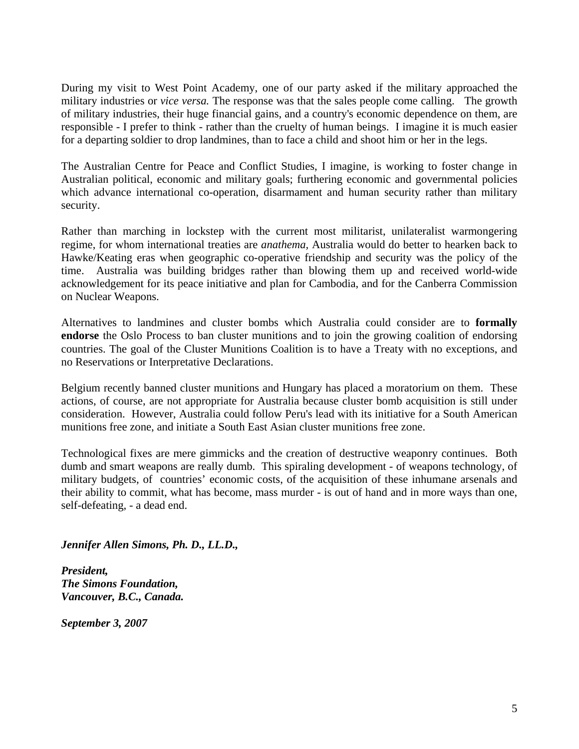During my visit to West Point Academy, one of our party asked if the military approached the military industries or *vice versa.* The response was that the sales people come calling. The growth of military industries, their huge financial gains, and a country's economic dependence on them, are responsible - I prefer to think - rather than the cruelty of human beings. I imagine it is much easier for a departing soldier to drop landmines, than to face a child and shoot him or her in the legs.

The Australian Centre for Peace and Conflict Studies, I imagine, is working to foster change in Australian political, economic and military goals; furthering economic and governmental policies which advance international co-operation, disarmament and human security rather than military security.

Rather than marching in lockstep with the current most militarist, unilateralist warmongering regime, for whom international treaties are *anathema,* Australia would do better to hearken back to Hawke/Keating eras when geographic co-operative friendship and security was the policy of the time. Australia was building bridges rather than blowing them up and received world-wide acknowledgement for its peace initiative and plan for Cambodia, and for the Canberra Commission on Nuclear Weapons.

Alternatives to landmines and cluster bombs which Australia could consider are to **formally endorse** the Oslo Process to ban cluster munitions and to join the growing coalition of endorsing countries. The goal of the Cluster Munitions Coalition is to have a Treaty with no exceptions, and no Reservations or Interpretative Declarations.

Belgium recently banned cluster munitions and Hungary has placed a moratorium on them. These actions, of course, are not appropriate for Australia because cluster bomb acquisition is still under consideration. However, Australia could follow Peru's lead with its initiative for a South American munitions free zone, and initiate a South East Asian cluster munitions free zone.

Technological fixes are mere gimmicks and the creation of destructive weaponry continues. Both dumb and smart weapons are really dumb. This spiraling development - of weapons technology, of military budgets, of countries' economic costs, of the acquisition of these inhumane arsenals and their ability to commit, what has become, mass murder - is out of hand and in more ways than one, self-defeating, - a dead end.

***Jennifer Allen Simons, Ph. D., LL.D.,***

***President,***
***The Simons Foundation,***
***Vancouver, B.C., Canada.***

***September 3, 2007***